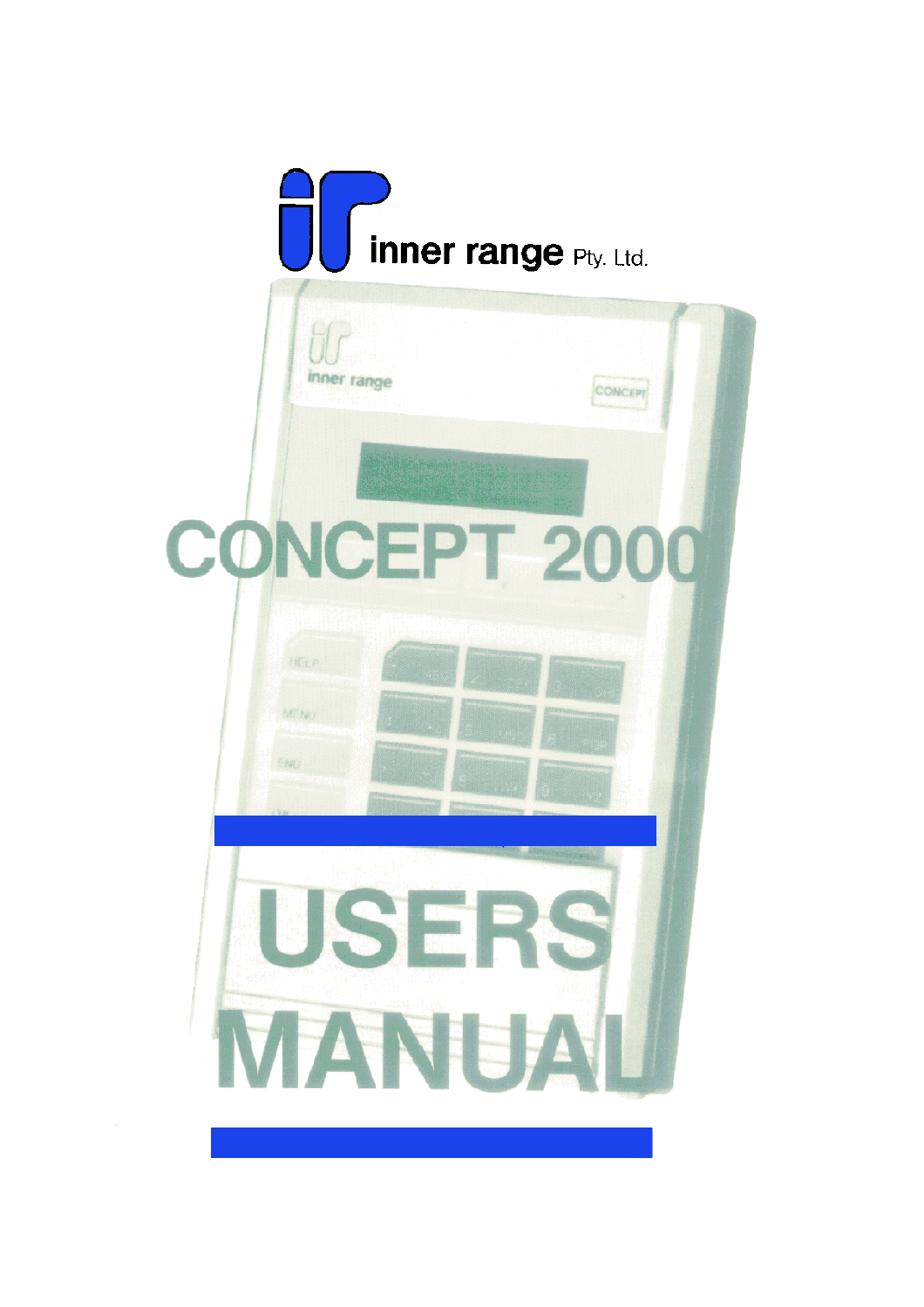inner range Pty. Ltd.

# CONCEPT 2000

# USERS MANUAL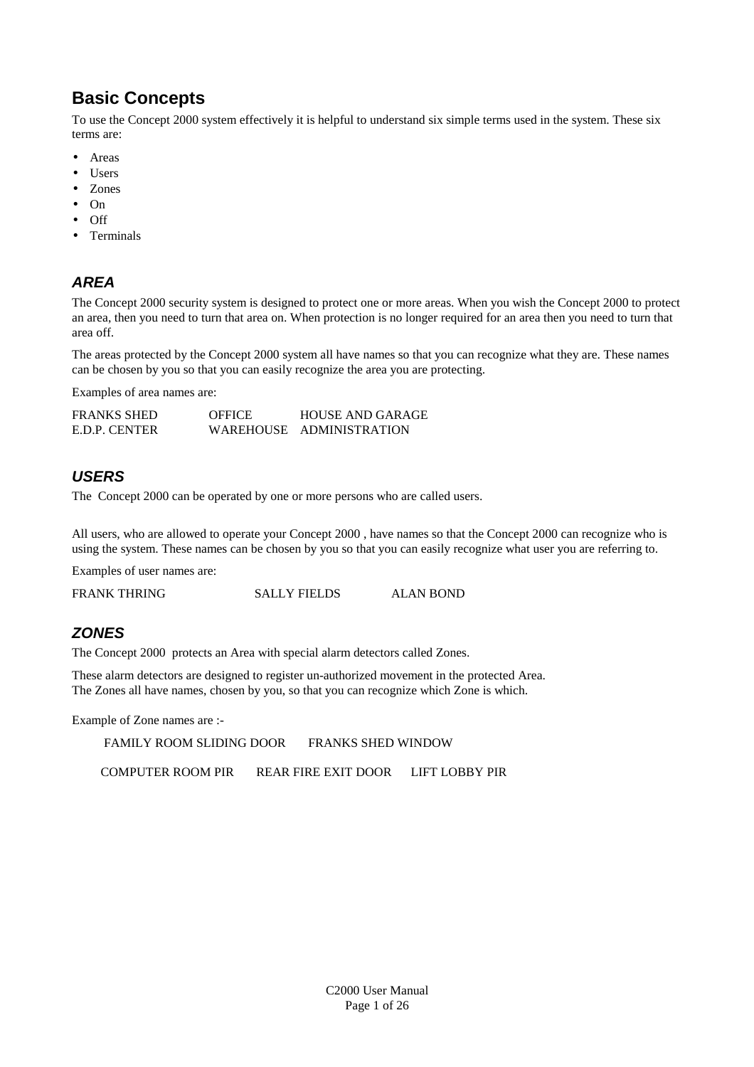## Basic Concepts

To use the Concept 2000 system effectively it is helpful to understand six simple terms used in the system. These six terms are:

- Areas
- Users
- Zones
- On
- Off
- Terminals

### *AREA*

The Concept 2000 security system is designed to protect one or more areas. When you wish the Concept 2000 to protect an area, then you need to turn that area on. When protection is no longer required for an area then you need to turn that area off.

The areas protected by the Concept 2000 system all have names so that you can recognize what they are. These names can be chosen by you so that you can easily recognize the area you are protecting.

Examples of area names are:

| | | |
|---|---|---|
| FRANKS SHED | OFFICE | HOUSE AND GARAGE |
| E.D.P. CENTER | WAREHOUSE | ADMINISTRATION |

### *USERS*

The Concept 2000 can be operated by one or more persons who are called users.

All users, who are allowed to operate your Concept 2000 , have names so that the Concept 2000 can recognize who is using the system. These names can be chosen by you so that you can easily recognize what user you are referring to.

Examples of user names are:

FRANK THRING　　SALLY FIELDS　　ALAN BOND

### *ZONES*

The Concept 2000 protects an Area with special alarm detectors called Zones.

These alarm detectors are designed to register un-authorized movement in the protected Area.
The Zones all have names, chosen by you, so that you can recognize which Zone is which.

Example of Zone names are :-

FAMILY ROOM SLIDING DOOR　　FRANKS SHED WINDOW

COMPUTER ROOM PIR　　REAR FIRE EXIT DOOR　　LIFT LOBBY PIR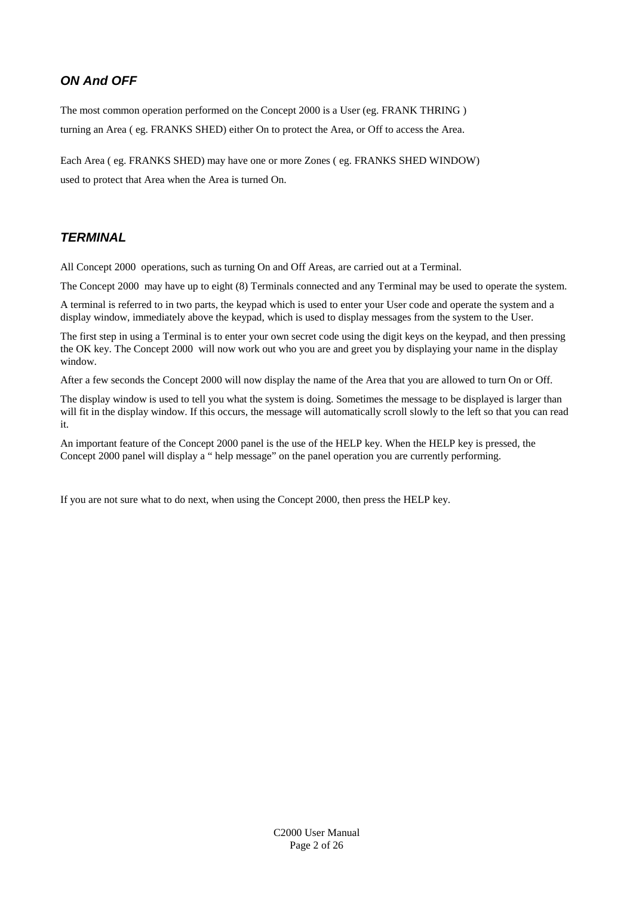## *ON And OFF*

The most common operation performed on the Concept 2000 is a User (eg. FRANK THRING )
turning an Area ( eg. FRANKS SHED) either On to protect the Area, or Off to access the Area.

Each Area ( eg. FRANKS SHED) may have one or more Zones ( eg. FRANKS SHED WINDOW)
used to protect that Area when the Area is turned On.

## *TERMINAL*

All Concept 2000 operations, such as turning On and Off Areas, are carried out at a Terminal.

The Concept 2000 may have up to eight (8) Terminals connected and any Terminal may be used to operate the system.

A terminal is referred to in two parts, the keypad which is used to enter your User code and operate the system and a display window, immediately above the keypad, which is used to display messages from the system to the User.

The first step in using a Terminal is to enter your own secret code using the digit keys on the keypad, and then pressing the OK key. The Concept 2000 will now work out who you are and greet you by displaying your name in the display window.

After a few seconds the Concept 2000 will now display the name of the Area that you are allowed to turn On or Off.

The display window is used to tell you what the system is doing. Sometimes the message to be displayed is larger than will fit in the display window. If this occurs, the message will automatically scroll slowly to the left so that you can read it.

An important feature of the Concept 2000 panel is the use of the HELP key. When the HELP key is pressed, the Concept 2000 panel will display a “ help message” on the panel operation you are currently performing.

If you are not sure what to do next, when using the Concept 2000, then press the HELP key.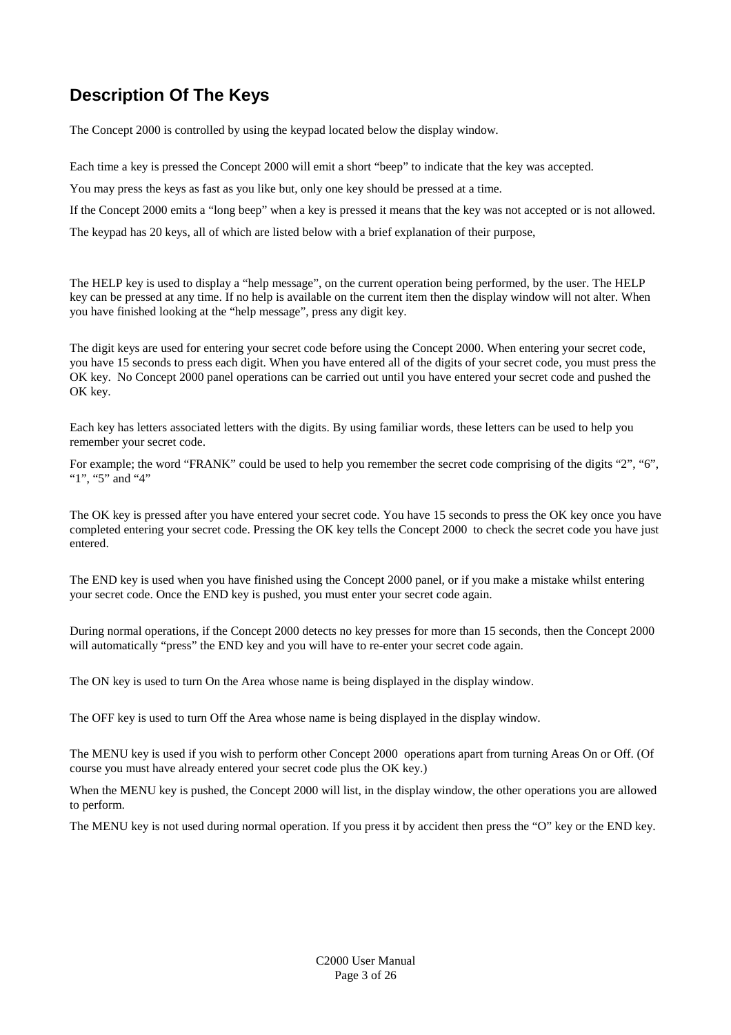## Description Of The Keys

The Concept 2000 is controlled by using the keypad located below the display window.

Each time a key is pressed the Concept 2000 will emit a short "beep" to indicate that the key was accepted.

You may press the keys as fast as you like but, only one key should be pressed at a time.

If the Concept 2000 emits a "long beep" when a key is pressed it means that the key was not accepted or is not allowed.

The keypad has 20 keys, all of which are listed below with a brief explanation of their purpose,

The HELP key is used to display a "help message", on the current operation being performed, by the user. The HELP key can be pressed at any time. If no help is available on the current item then the display window will not alter. When you have finished looking at the "help message", press any digit key.

The digit keys are used for entering your secret code before using the Concept 2000. When entering your secret code, you have 15 seconds to press each digit. When you have entered all of the digits of your secret code, you must press the OK key. No Concept 2000 panel operations can be carried out until you have entered your secret code and pushed the OK key.

Each key has letters associated letters with the digits. By using familiar words, these letters can be used to help you remember your secret code.

For example; the word "FRANK" could be used to help you remember the secret code comprising of the digits "2", "6", "1", "5" and "4"

The OK key is pressed after you have entered your secret code. You have 15 seconds to press the OK key once you have completed entering your secret code. Pressing the OK key tells the Concept 2000 to check the secret code you have just entered.

The END key is used when you have finished using the Concept 2000 panel, or if you make a mistake whilst entering your secret code. Once the END key is pushed, you must enter your secret code again.

During normal operations, if the Concept 2000 detects no key presses for more than 15 seconds, then the Concept 2000 will automatically "press" the END key and you will have to re-enter your secret code again.

The ON key is used to turn On the Area whose name is being displayed in the display window.

The OFF key is used to turn Off the Area whose name is being displayed in the display window.

The MENU key is used if you wish to perform other Concept 2000 operations apart from turning Areas On or Off. (Of course you must have already entered your secret code plus the OK key.)

When the MENU key is pushed, the Concept 2000 will list, in the display window, the other operations you are allowed to perform.

The MENU key is not used during normal operation. If you press it by accident then press the "O" key or the END key.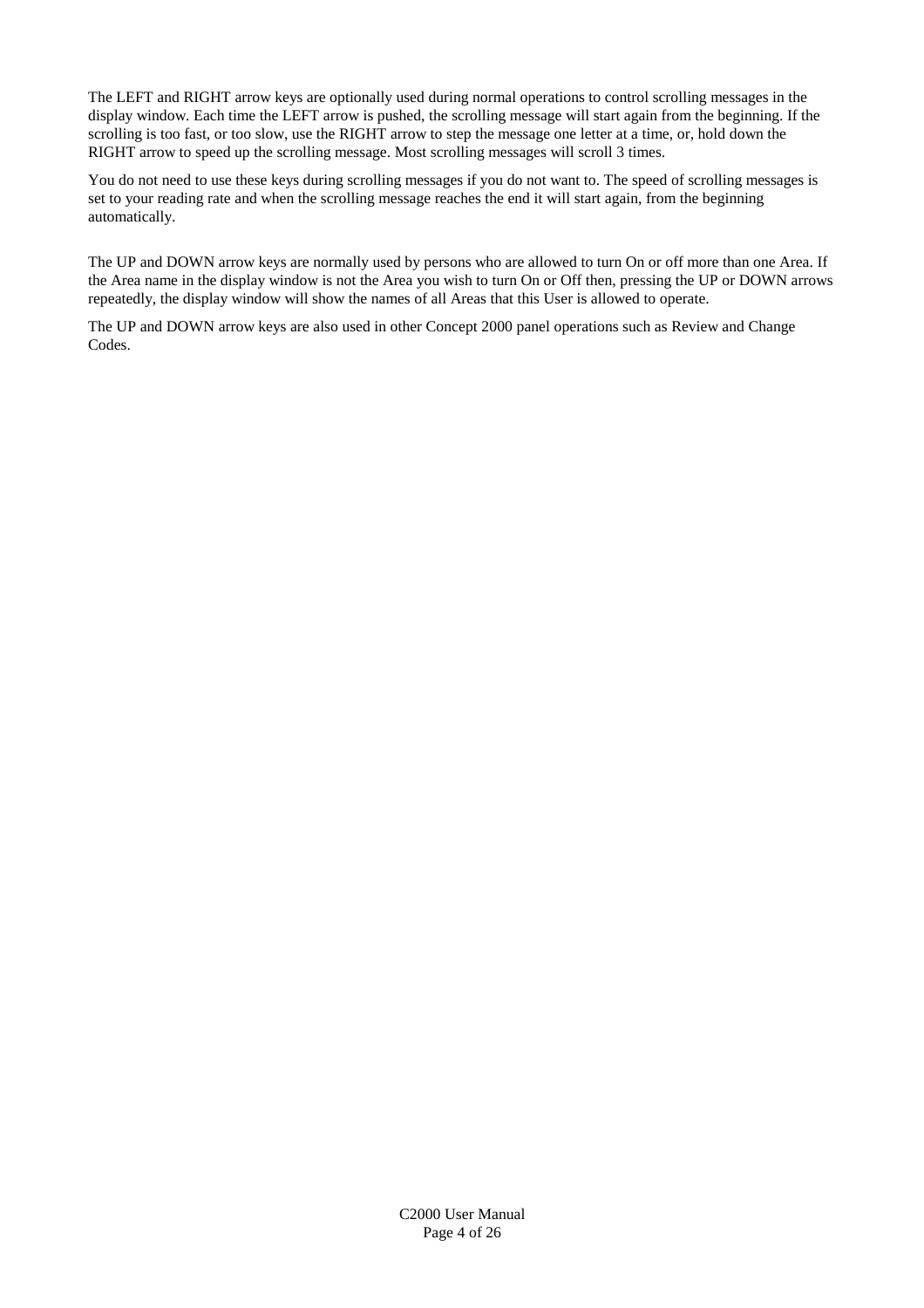The LEFT and RIGHT arrow keys are optionally used during normal operations to control scrolling messages in the display window. Each time the LEFT arrow is pushed, the scrolling message will start again from the beginning. If the scrolling is too fast, or too slow, use the RIGHT arrow to step the message one letter at a time, or, hold down the RIGHT arrow to speed up the scrolling message. Most scrolling messages will scroll 3 times.

You do not need to use these keys during scrolling messages if you do not want to. The speed of scrolling messages is set to your reading rate and when the scrolling message reaches the end it will start again, from the beginning automatically.

The UP and DOWN arrow keys are normally used by persons who are allowed to turn On or off more than one Area. If the Area name in the display window is not the Area you wish to turn On or Off then, pressing the UP or DOWN arrows repeatedly, the display window will show the names of all Areas that this User is allowed to operate.

The UP and DOWN arrow keys are also used in other Concept 2000 panel operations such as Review and Change Codes.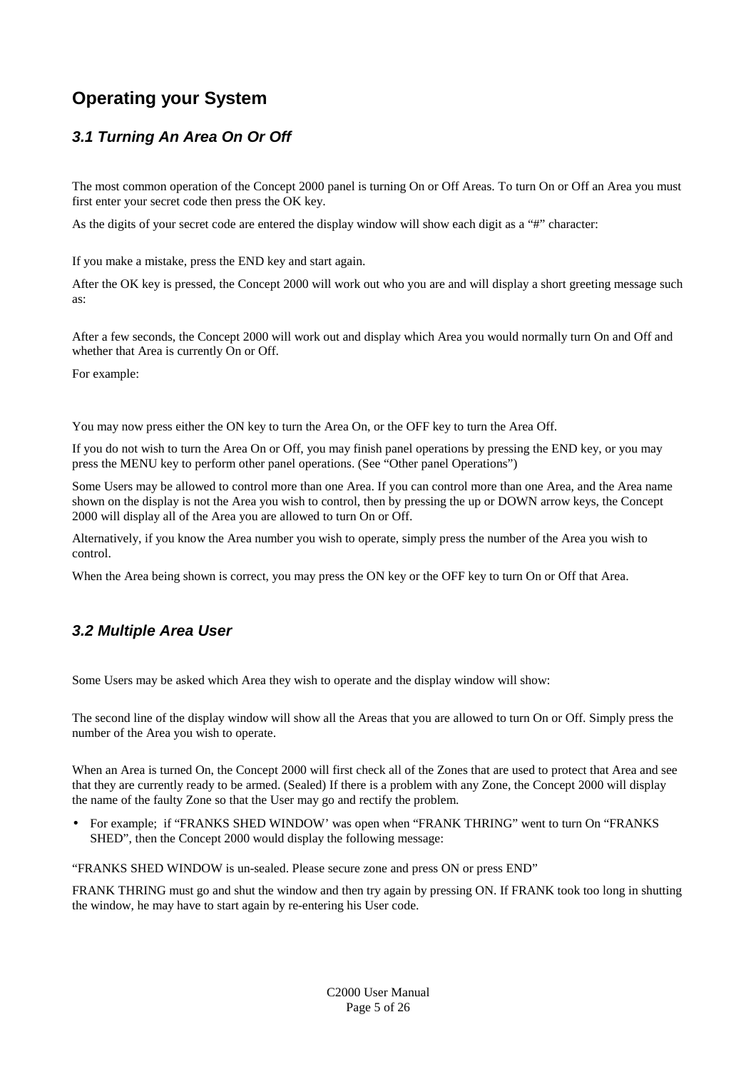# Operating your System

## *3.1 Turning An Area On Or Off*

The most common operation of the Concept 2000 panel is turning On or Off Areas. To turn On or Off an Area you must first enter your secret code then press the OK key.

As the digits of your secret code are entered the display window will show each digit as a "#" character:

If you make a mistake, press the END key and start again.

After the OK key is pressed, the Concept 2000 will work out who you are and will display a short greeting message such as:

After a few seconds, the Concept 2000 will work out and display which Area you would normally turn On and Off and whether that Area is currently On or Off.

For example:

You may now press either the ON key to turn the Area On, or the OFF key to turn the Area Off.

If you do not wish to turn the Area On or Off, you may finish panel operations by pressing the END key, or you may press the MENU key to perform other panel operations. (See "Other panel Operations")

Some Users may be allowed to control more than one Area. If you can control more than one Area, and the Area name shown on the display is not the Area you wish to control, then by pressing the up or DOWN arrow keys, the Concept 2000 will display all of the Area you are allowed to turn On or Off.

Alternatively, if you know the Area number you wish to operate, simply press the number of the Area you wish to control.

When the Area being shown is correct, you may press the ON key or the OFF key to turn On or Off that Area.

## *3.2 Multiple Area User*

Some Users may be asked which Area they wish to operate and the display window will show:

The second line of the display window will show all the Areas that you are allowed to turn On or Off. Simply press the number of the Area you wish to operate.

When an Area is turned On, the Concept 2000 will first check all of the Zones that are used to protect that Area and see that they are currently ready to be armed. (Sealed) If there is a problem with any Zone, the Concept 2000 will display the name of the faulty Zone so that the User may go and rectify the problem.

- For example; if "FRANKS SHED WINDOW' was open when "FRANK THRING" went to turn On "FRANKS SHED", then the Concept 2000 would display the following message:

"FRANKS SHED WINDOW is un-sealed. Please secure zone and press ON or press END"

FRANK THRING must go and shut the window and then try again by pressing ON. If FRANK took too long in shutting the window, he may have to start again by re-entering his User code.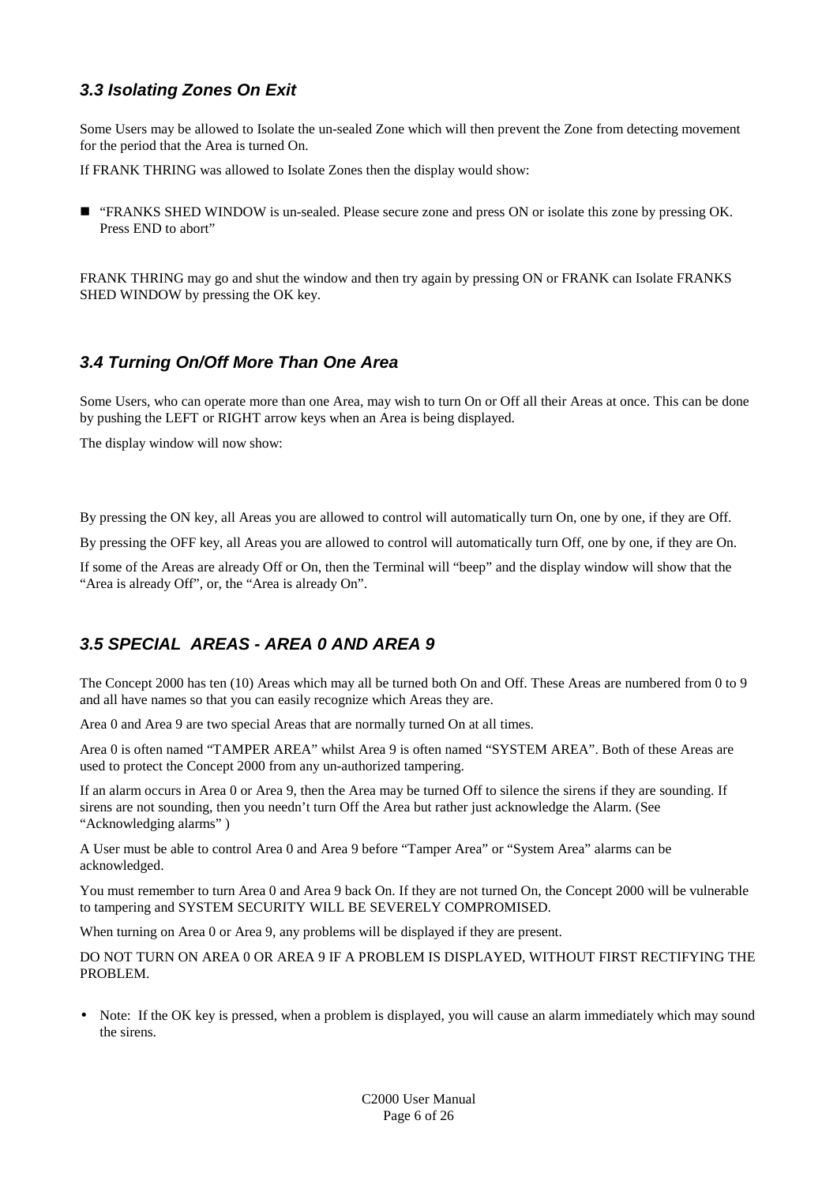### *3.3 Isolating Zones On Exit*

Some Users may be allowed to Isolate the un-sealed Zone which will then prevent the Zone from detecting movement for the period that the Area is turned On.

If FRANK THRING was allowed to Isolate Zones then the display would show:

- "FRANKS SHED WINDOW is un-sealed. Please secure zone and press ON or isolate this zone by pressing OK. Press END to abort"

FRANK THRING may go and shut the window and then try again by pressing ON or FRANK can Isolate FRANKS SHED WINDOW by pressing the OK key.

### *3.4 Turning On/Off More Than One Area*

Some Users, who can operate more than one Area, may wish to turn On or Off all their Areas at once. This can be done by pushing the LEFT or RIGHT arrow keys when an Area is being displayed.

The display window will now show:

By pressing the ON key, all Areas you are allowed to control will automatically turn On, one by one, if they are Off.

By pressing the OFF key, all Areas you are allowed to control will automatically turn Off, one by one, if they are On.

If some of the Areas are already Off or On, then the Terminal will "beep" and the display window will show that the "Area is already Off", or, the "Area is already On".

### *3.5 SPECIAL AREAS - AREA 0 AND AREA 9*

The Concept 2000 has ten (10) Areas which may all be turned both On and Off. These Areas are numbered from 0 to 9 and all have names so that you can easily recognize which Areas they are.

Area 0 and Area 9 are two special Areas that are normally turned On at all times.

Area 0 is often named "TAMPER AREA" whilst Area 9 is often named "SYSTEM AREA". Both of these Areas are used to protect the Concept 2000 from any un-authorized tampering.

If an alarm occurs in Area 0 or Area 9, then the Area may be turned Off to silence the sirens if they are sounding. If sirens are not sounding, then you needn't turn Off the Area but rather just acknowledge the Alarm. (See "Acknowledging alarms" )

A User must be able to control Area 0 and Area 9 before "Tamper Area" or "System Area" alarms can be acknowledged.

You must remember to turn Area 0 and Area 9 back On. If they are not turned On, the Concept 2000 will be vulnerable to tampering and SYSTEM SECURITY WILL BE SEVERELY COMPROMISED.

When turning on Area 0 or Area 9, any problems will be displayed if they are present.

DO NOT TURN ON AREA 0 OR AREA 9 IF A PROBLEM IS DISPLAYED, WITHOUT FIRST RECTIFYING THE PROBLEM.

- Note: If the OK key is pressed, when a problem is displayed, you will cause an alarm immediately which may sound the sirens.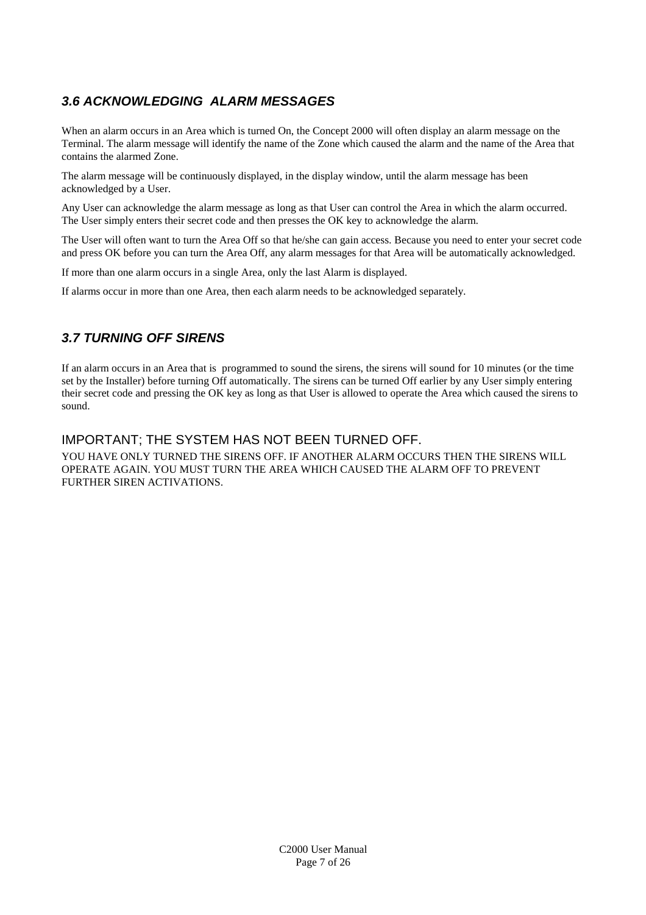### *3.6 ACKNOWLEDGING ALARM MESSAGES*

When an alarm occurs in an Area which is turned On, the Concept 2000 will often display an alarm message on the Terminal. The alarm message will identify the name of the Zone which caused the alarm and the name of the Area that contains the alarmed Zone.

The alarm message will be continuously displayed, in the display window, until the alarm message has been acknowledged by a User.

Any User can acknowledge the alarm message as long as that User can control the Area in which the alarm occurred. The User simply enters their secret code and then presses the OK key to acknowledge the alarm.

The User will often want to turn the Area Off so that he/she can gain access. Because you need to enter your secret code and press OK before you can turn the Area Off, any alarm messages for that Area will be automatically acknowledged.

If more than one alarm occurs in a single Area, only the last Alarm is displayed.

If alarms occur in more than one Area, then each alarm needs to be acknowledged separately.

### *3.7 TURNING OFF SIRENS*

If an alarm occurs in an Area that is programmed to sound the sirens, the sirens will sound for 10 minutes (or the time set by the Installer) before turning Off automatically. The sirens can be turned Off earlier by any User simply entering their secret code and pressing the OK key as long as that User is allowed to operate the Area which caused the sirens to sound.

IMPORTANT; THE SYSTEM HAS NOT BEEN TURNED OFF.

YOU HAVE ONLY TURNED THE SIRENS OFF. IF ANOTHER ALARM OCCURS THEN THE SIRENS WILL OPERATE AGAIN. YOU MUST TURN THE AREA WHICH CAUSED THE ALARM OFF TO PREVENT FURTHER SIREN ACTIVATIONS.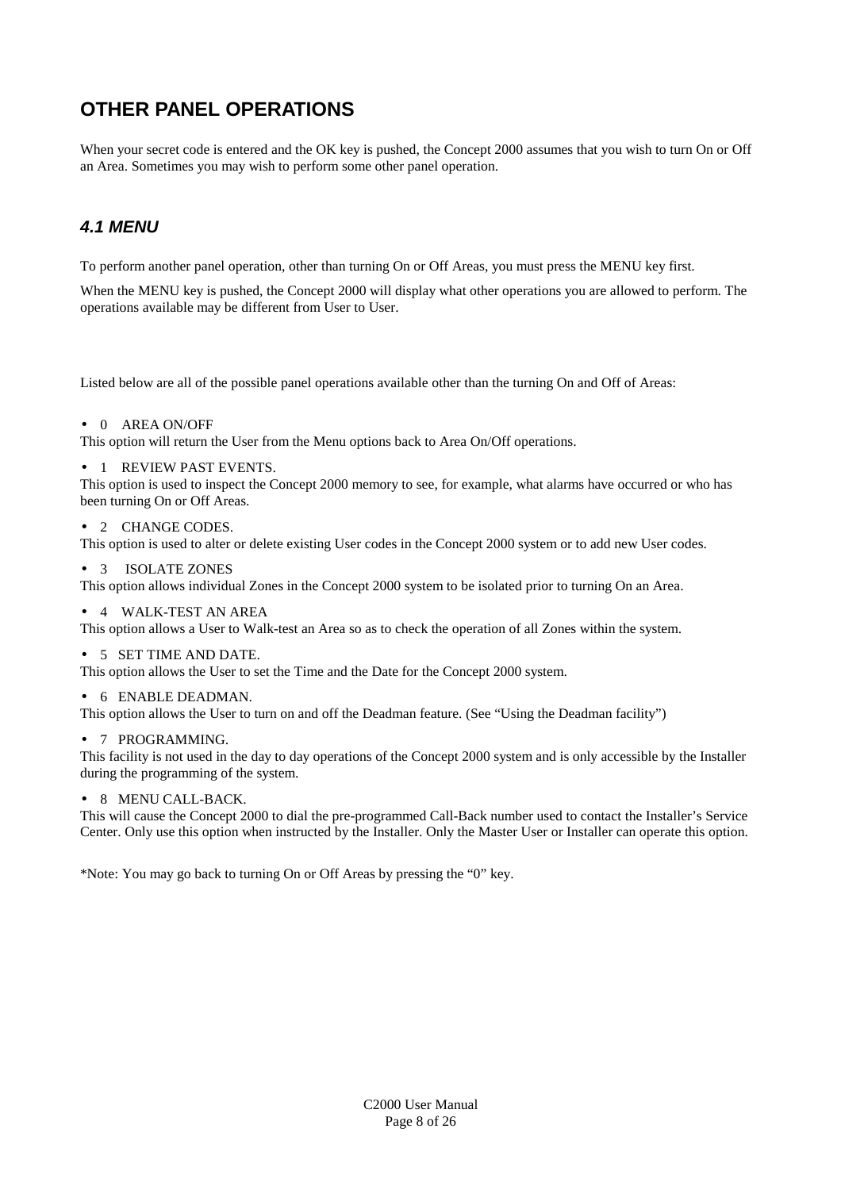# OTHER PANEL OPERATIONS

When your secret code is entered and the OK key is pushed, the Concept 2000 assumes that you wish to turn On or Off an Area. Sometimes you may wish to perform some other panel operation.

## *4.1 MENU*

To perform another panel operation, other than turning On or Off Areas, you must press the MENU key first.

When the MENU key is pushed, the Concept 2000 will display what other operations you are allowed to perform. The operations available may be different from User to User.

Listed below are all of the possible panel operations available other than the turning On and Off of Areas:

- 0 AREA ON/OFF

This option will return the User from the Menu options back to Area On/Off operations.

- 1 REVIEW PAST EVENTS.

This option is used to inspect the Concept 2000 memory to see, for example, what alarms have occurred or who has been turning On or Off Areas.

- 2 CHANGE CODES.

This option is used to alter or delete existing User codes in the Concept 2000 system or to add new User codes.

- 3 ISOLATE ZONES

This option allows individual Zones in the Concept 2000 system to be isolated prior to turning On an Area.

- 4 WALK-TEST AN AREA

This option allows a User to Walk-test an Area so as to check the operation of all Zones within the system.

- 5 SET TIME AND DATE.

This option allows the User to set the Time and the Date for the Concept 2000 system.

- 6 ENABLE DEADMAN.

This option allows the User to turn on and off the Deadman feature. (See “Using the Deadman facility”)

- 7 PROGRAMMING.

This facility is not used in the day to day operations of the Concept 2000 system and is only accessible by the Installer during the programming of the system.

- 8 MENU CALL-BACK.

This will cause the Concept 2000 to dial the pre-programmed Call-Back number used to contact the Installer’s Service Center. Only use this option when instructed by the Installer. Only the Master User or Installer can operate this option.

*Note: You may go back to turning On or Off Areas by pressing the “0” key.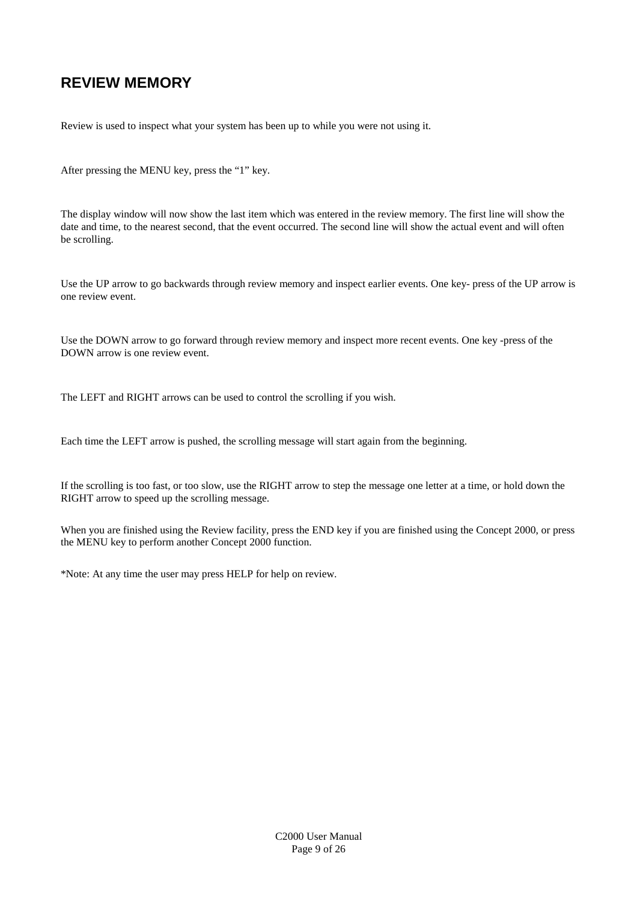## REVIEW MEMORY

Review is used to inspect what your system has been up to while you were not using it.

After pressing the MENU key, press the “1” key.

The display window will now show the last item which was entered in the review memory. The first line will show the date and time, to the nearest second, that the event occurred. The second line will show the actual event and will often be scrolling.

Use the UP arrow to go backwards through review memory and inspect earlier events. One key- press of the UP arrow is one review event.

Use the DOWN arrow to go forward through review memory and inspect more recent events. One key -press of the DOWN arrow is one review event.

The LEFT and RIGHT arrows can be used to control the scrolling if you wish.

Each time the LEFT arrow is pushed, the scrolling message will start again from the beginning.

If the scrolling is too fast, or too slow, use the RIGHT arrow to step the message one letter at a time, or hold down the RIGHT arrow to speed up the scrolling message.

When you are finished using the Review facility, press the END key if you are finished using the Concept 2000, or press the MENU key to perform another Concept 2000 function.

*Note: At any time the user may press HELP for help on review.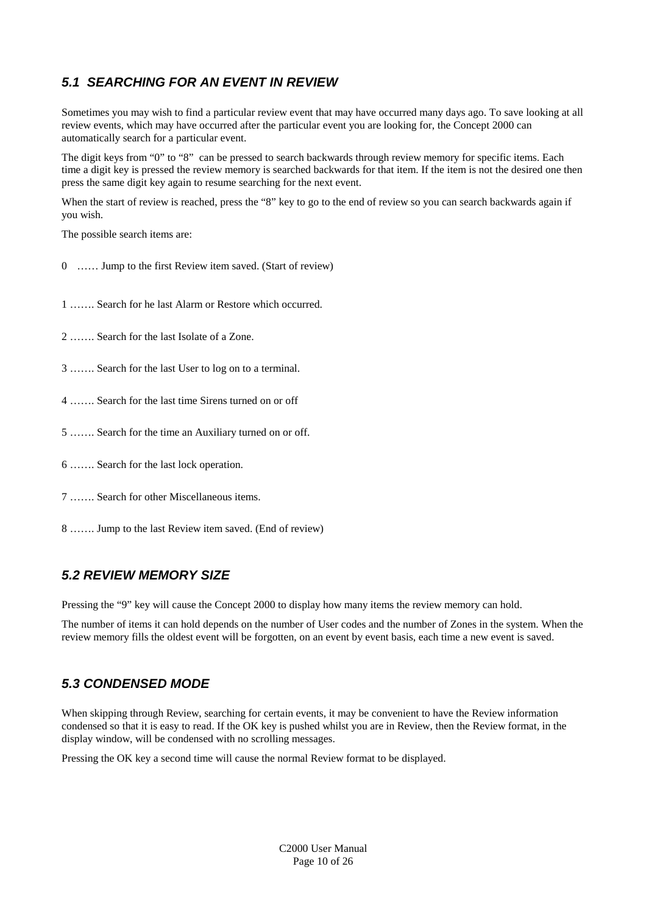## *5.1 SEARCHING FOR AN EVENT IN REVIEW*

Sometimes you may wish to find a particular review event that may have occurred many days ago. To save looking at all review events, which may have occurred after the particular event you are looking for, the Concept 2000 can automatically search for a particular event.

The digit keys from "0" to "8" can be pressed to search backwards through review memory for specific items. Each time a digit key is pressed the review memory is searched backwards for that item. If the item is not the desired one then press the same digit key again to resume searching for the next event.

When the start of review is reached, press the "8" key to go to the end of review so you can search backwards again if you wish.

The possible search items are:

0 …… Jump to the first Review item saved. (Start of review)

1 ……. Search for he last Alarm or Restore which occurred.

2 ……. Search for the last Isolate of a Zone.

3 ……. Search for the last User to log on to a terminal.

4 ……. Search for the last time Sirens turned on or off

5 ……. Search for the time an Auxiliary turned on or off.

6 ……. Search for the last lock operation.

7 ……. Search for other Miscellaneous items.

8 ……. Jump to the last Review item saved. (End of review)

## *5.2 REVIEW MEMORY SIZE*

Pressing the "9" key will cause the Concept 2000 to display how many items the review memory can hold.

The number of items it can hold depends on the number of User codes and the number of Zones in the system. When the review memory fills the oldest event will be forgotten, on an event by event basis, each time a new event is saved.

## *5.3 CONDENSED MODE*

When skipping through Review, searching for certain events, it may be convenient to have the Review information condensed so that it is easy to read. If the OK key is pushed whilst you are in Review, then the Review format, in the display window, will be condensed with no scrolling messages.

Pressing the OK key a second time will cause the normal Review format to be displayed.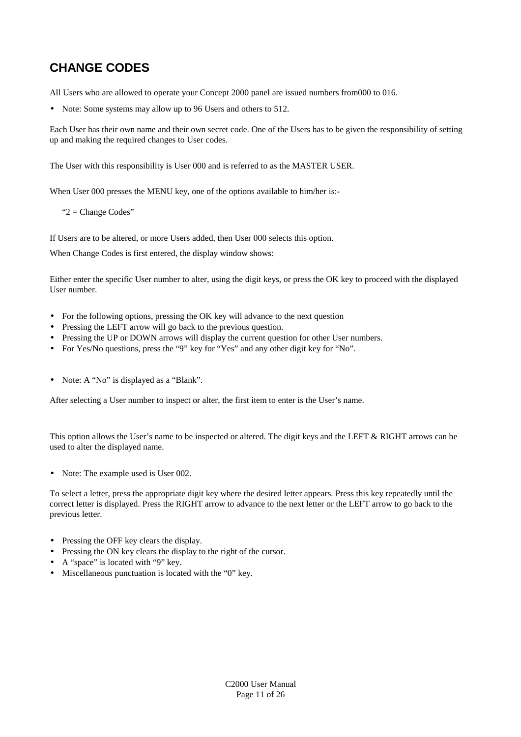## CHANGE CODES

All Users who are allowed to operate your Concept 2000 panel are issued numbers from000 to 016.

- Note: Some systems may allow up to 96 Users and others to 512.

Each User has their own name and their own secret code. One of the Users has to be given the responsibility of setting up and making the required changes to User codes.

The User with this responsibility is User 000 and is referred to as the MASTER USER.

When User 000 presses the MENU key, one of the options available to him/her is:-

"2 = Change Codes"

If Users are to be altered, or more Users added, then User 000 selects this option.

When Change Codes is first entered, the display window shows:

Either enter the specific User number to alter, using the digit keys, or press the OK key to proceed with the displayed User number.

- For the following options, pressing the OK key will advance to the next question
- Pressing the LEFT arrow will go back to the previous question.
- Pressing the UP or DOWN arrows will display the current question for other User numbers.
- For Yes/No questions, press the "9" key for "Yes" and any other digit key for "No".

- Note: A "No" is displayed as a "Blank".

After selecting a User number to inspect or alter, the first item to enter is the User's name.

This option allows the User's name to be inspected or altered. The digit keys and the LEFT & RIGHT arrows can be used to alter the displayed name.

- Note: The example used is User 002.

To select a letter, press the appropriate digit key where the desired letter appears. Press this key repeatedly until the correct letter is displayed. Press the RIGHT arrow to advance to the next letter or the LEFT arrow to go back to the previous letter.

- Pressing the OFF key clears the display.
- Pressing the ON key clears the display to the right of the cursor.
- A "space" is located with "9" key.
- Miscellaneous punctuation is located with the "0" key.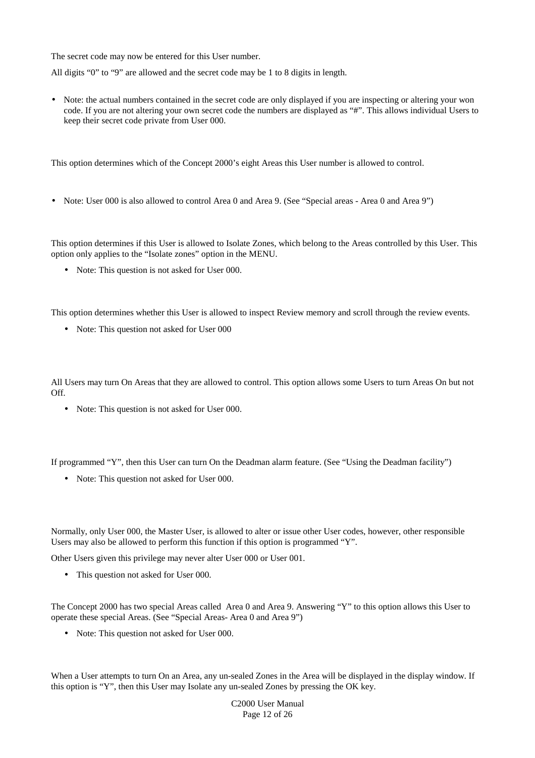The secret code may now be entered for this User number.

All digits "0" to "9" are allowed and the secret code may be 1 to 8 digits in length.

- Note: the actual numbers contained in the secret code are only displayed if you are inspecting or altering your won code. If you are not altering your own secret code the numbers are displayed as "#". This allows individual Users to keep their secret code private from User 000.

This option determines which of the Concept 2000's eight Areas this User number is allowed to control.

- Note: User 000 is also allowed to control Area 0 and Area 9. (See "Special areas - Area 0 and Area 9")

This option determines if this User is allowed to Isolate Zones, which belong to the Areas controlled by this User. This option only applies to the "Isolate zones" option in the MENU.

- Note: This question is not asked for User 000.

This option determines whether this User is allowed to inspect Review memory and scroll through the review events.

- Note: This question not asked for User 000

All Users may turn On Areas that they are allowed to control. This option allows some Users to turn Areas On but not Off.

- Note: This question is not asked for User 000.

If programmed "Y", then this User can turn On the Deadman alarm feature. (See "Using the Deadman facility")

- Note: This question not asked for User 000.

Normally, only User 000, the Master User, is allowed to alter or issue other User codes, however, other responsible Users may also be allowed to perform this function if this option is programmed "Y".

Other Users given this privilege may never alter User 000 or User 001.

- This question not asked for User 000.

The Concept 2000 has two special Areas called Area 0 and Area 9. Answering "Y" to this option allows this User to operate these special Areas. (See "Special Areas- Area 0 and Area 9")

- Note: This question not asked for User 000.

When a User attempts to turn On an Area, any un-sealed Zones in the Area will be displayed in the display window. If this option is "Y", then this User may Isolate any un-sealed Zones by pressing the OK key.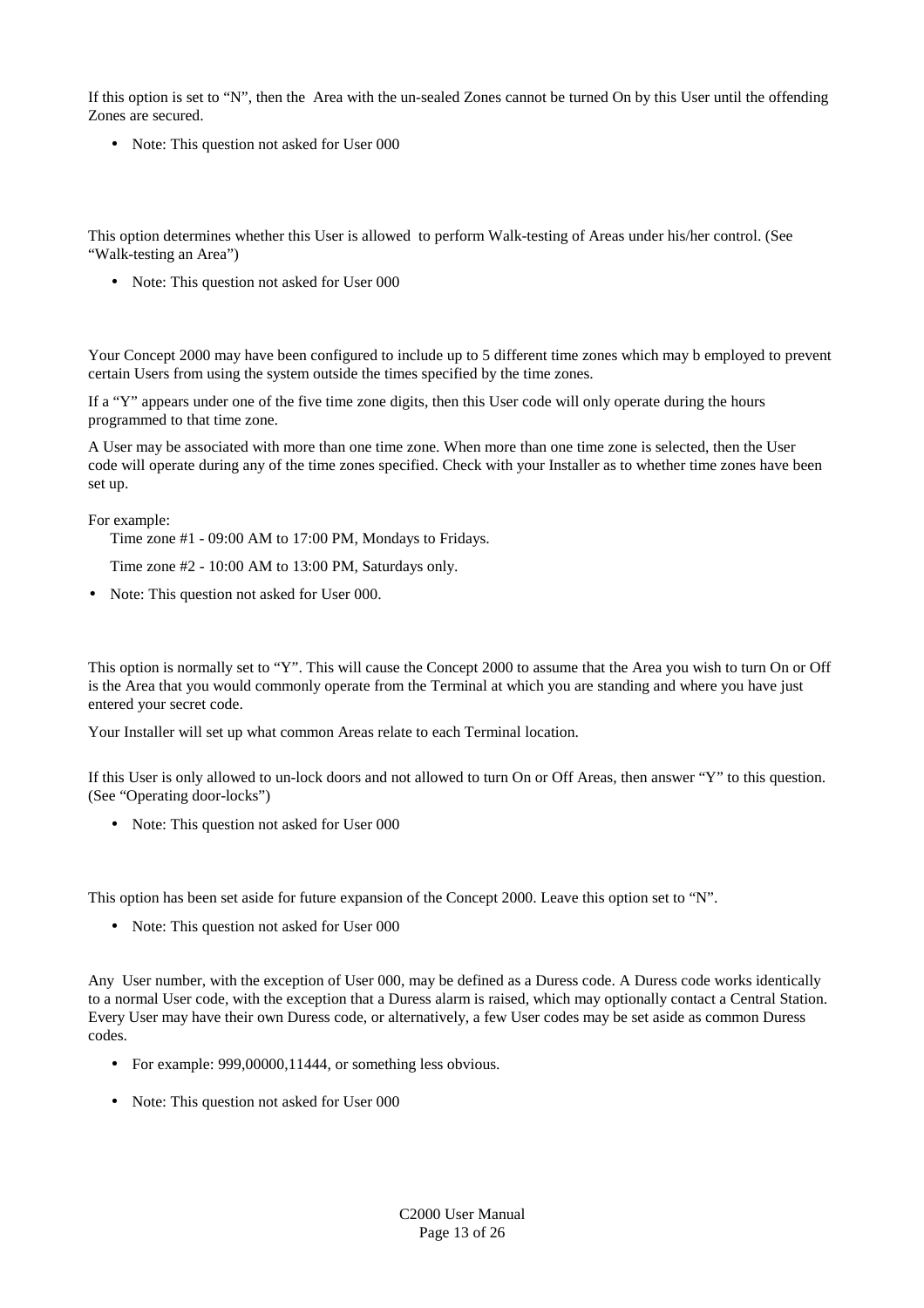If this option is set to “N”, then the Area with the un-sealed Zones cannot be turned On by this User until the offending Zones are secured.

- Note: This question not asked for User 000

This option determines whether this User is allowed to perform Walk-testing of Areas under his/her control. (See “Walk-testing an Area”)

- Note: This question not asked for User 000

Your Concept 2000 may have been configured to include up to 5 different time zones which may b employed to prevent certain Users from using the system outside the times specified by the time zones.

If a “Y” appears under one of the five time zone digits, then this User code will only operate during the hours programmed to that time zone.

A User may be associated with more than one time zone. When more than one time zone is selected, then the User code will operate during any of the time zones specified. Check with your Installer as to whether time zones have been set up.

For example:

Time zone #1 - 09:00 AM to 17:00 PM, Mondays to Fridays.

Time zone #2 - 10:00 AM to 13:00 PM, Saturdays only.

- Note: This question not asked for User 000.

This option is normally set to “Y”. This will cause the Concept 2000 to assume that the Area you wish to turn On or Off is the Area that you would commonly operate from the Terminal at which you are standing and where you have just entered your secret code.

Your Installer will set up what common Areas relate to each Terminal location.

If this User is only allowed to un-lock doors and not allowed to turn On or Off Areas, then answer “Y” to this question. (See “Operating door-locks”)

- Note: This question not asked for User 000

This option has been set aside for future expansion of the Concept 2000. Leave this option set to “N”.

- Note: This question not asked for User 000

Any User number, with the exception of User 000, may be defined as a Duress code. A Duress code works identically to a normal User code, with the exception that a Duress alarm is raised, which may optionally contact a Central Station. Every User may have their own Duress code, or alternatively, a few User codes may be set aside as common Duress codes.

- For example: 999,00000,11444, or something less obvious.

- Note: This question not asked for User 000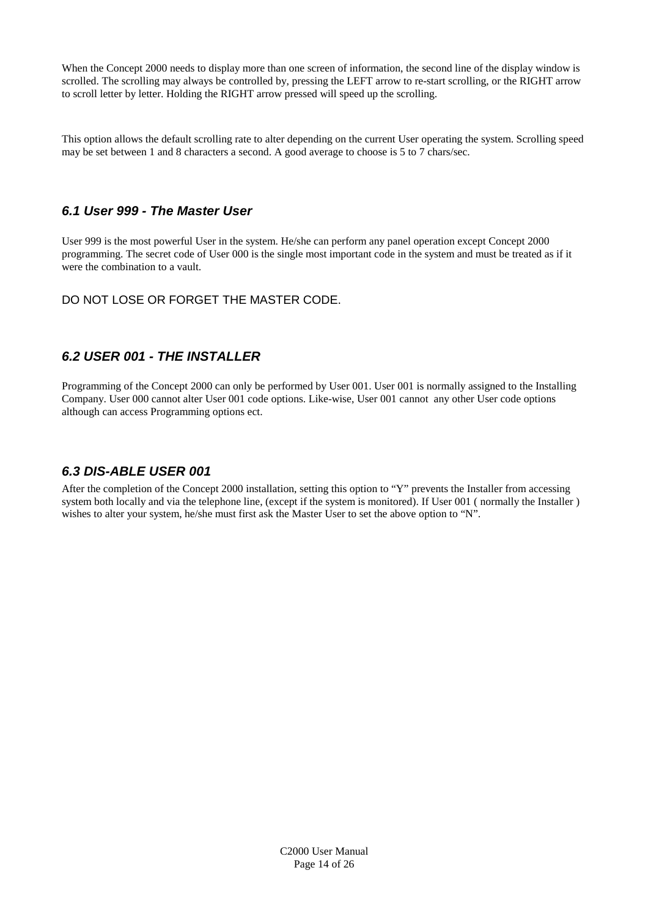When the Concept 2000 needs to display more than one screen of information, the second line of the display window is scrolled. The scrolling may always be controlled by, pressing the LEFT arrow to re-start scrolling, or the RIGHT arrow to scroll letter by letter. Holding the RIGHT arrow pressed will speed up the scrolling.

This option allows the default scrolling rate to alter depending on the current User operating the system. Scrolling speed may be set between 1 and 8 characters a second. A good average to choose is 5 to 7 chars/sec.

### *6.1 User 999 - The Master User*

User 999 is the most powerful User in the system. He/she can perform any panel operation except Concept 2000 programming. The secret code of User 000 is the single most important code in the system and must be treated as if it were the combination to a vault.

DO NOT LOSE OR FORGET THE MASTER CODE.

### *6.2 USER 001 - THE INSTALLER*

Programming of the Concept 2000 can only be performed by User 001. User 001 is normally assigned to the Installing Company. User 000 cannot alter User 001 code options. Like-wise, User 001 cannot  any other User code options although can access Programming options ect.

### *6.3 DIS-ABLE USER 001*

After the completion of the Concept 2000 installation, setting this option to “Y” prevents the Installer from accessing system both locally and via the telephone line, (except if the system is monitored). If User 001 ( normally the Installer ) wishes to alter your system, he/she must first ask the Master User to set the above option to “N”.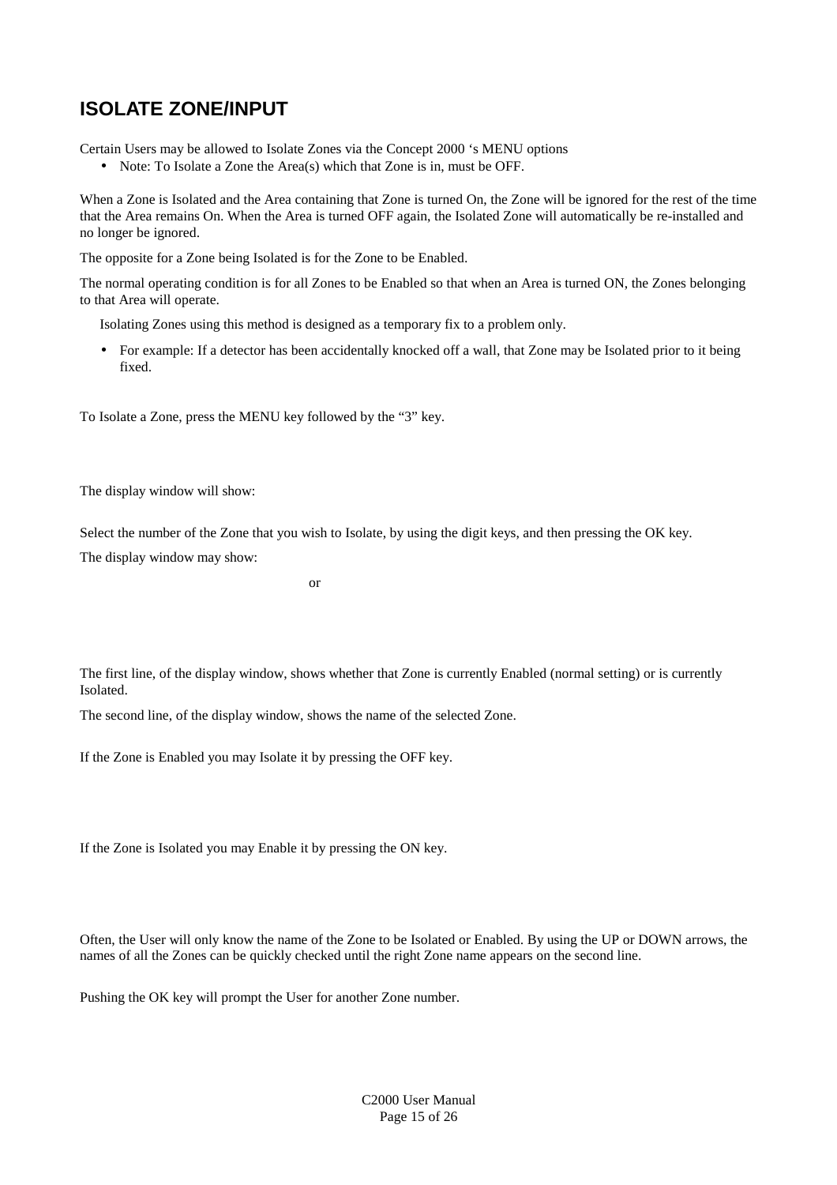# ISOLATE ZONE/INPUT

Certain Users may be allowed to Isolate Zones via the Concept 2000 ‘s MENU options

- Note: To Isolate a Zone the Area(s) which that Zone is in, must be OFF.

When a Zone is Isolated and the Area containing that Zone is turned On, the Zone will be ignored for the rest of the time that the Area remains On. When the Area is turned OFF again, the Isolated Zone will automatically be re-installed and no longer be ignored.

The opposite for a Zone being Isolated is for the Zone to be Enabled.

The normal operating condition is for all Zones to be Enabled so that when an Area is turned ON, the Zones belonging to that Area will operate.

Isolating Zones using this method is designed as a temporary fix to a problem only.

- For example: If a detector has been accidentally knocked off a wall, that Zone may be Isolated prior to it being fixed.

To Isolate a Zone, press the MENU key followed by the “3” key.

The display window will show:

Select the number of the Zone that you wish to Isolate, by using the digit keys, and then pressing the OK key.

The display window may show:

or

The first line, of the display window, shows whether that Zone is currently Enabled (normal setting) or is currently Isolated.

The second line, of the display window, shows the name of the selected Zone.

If the Zone is Enabled you may Isolate it by pressing the OFF key.

If the Zone is Isolated you may Enable it by pressing the ON key.

Often, the User will only know the name of the Zone to be Isolated or Enabled. By using the UP or DOWN arrows, the names of all the Zones can be quickly checked until the right Zone name appears on the second line.

Pushing the OK key will prompt the User for another Zone number.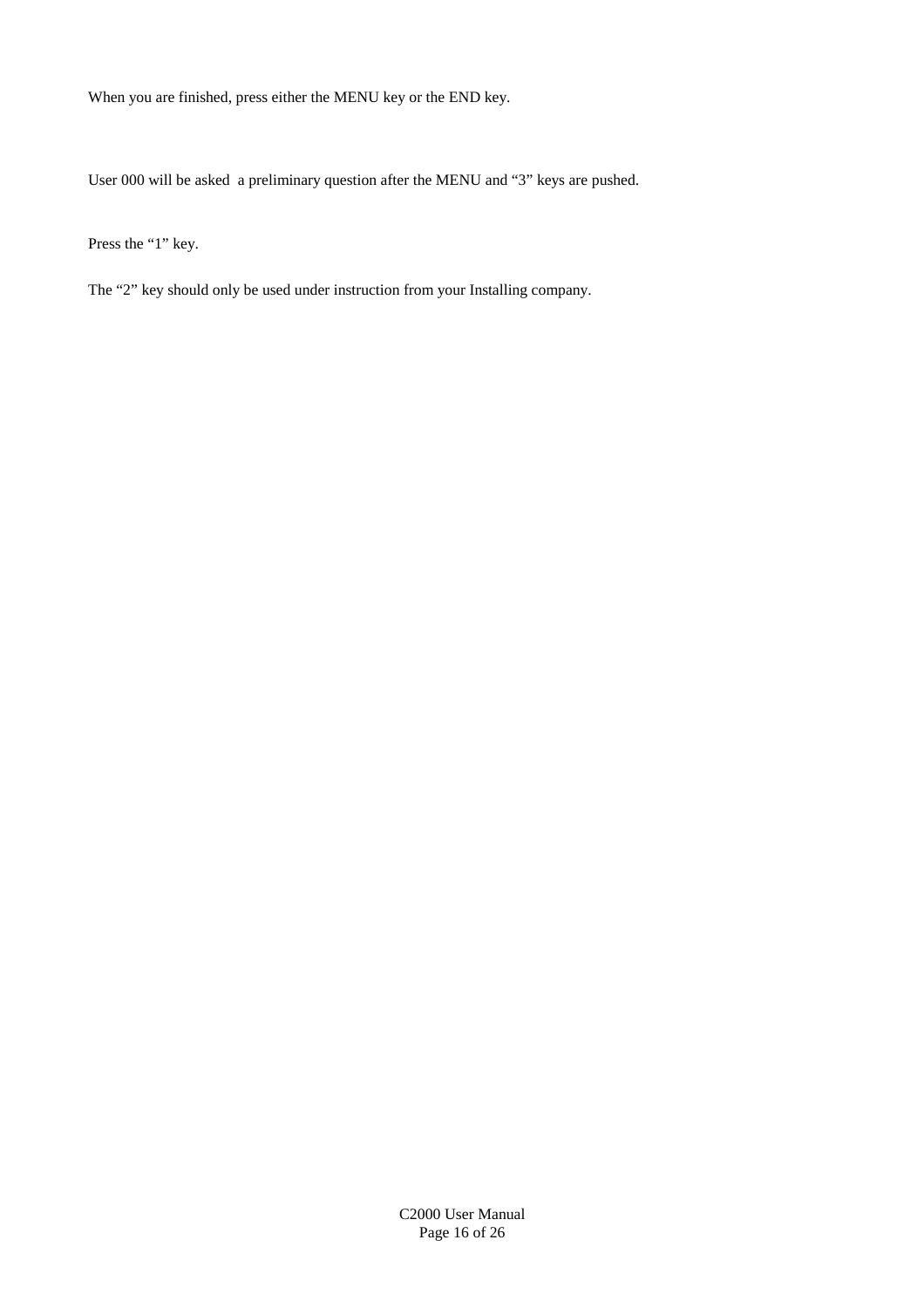When you are finished, press either the MENU key or the END key.

User 000 will be asked  a preliminary question after the MENU and “3” keys are pushed.

Press the “1” key.

The “2” key should only be used under instruction from your Installing company.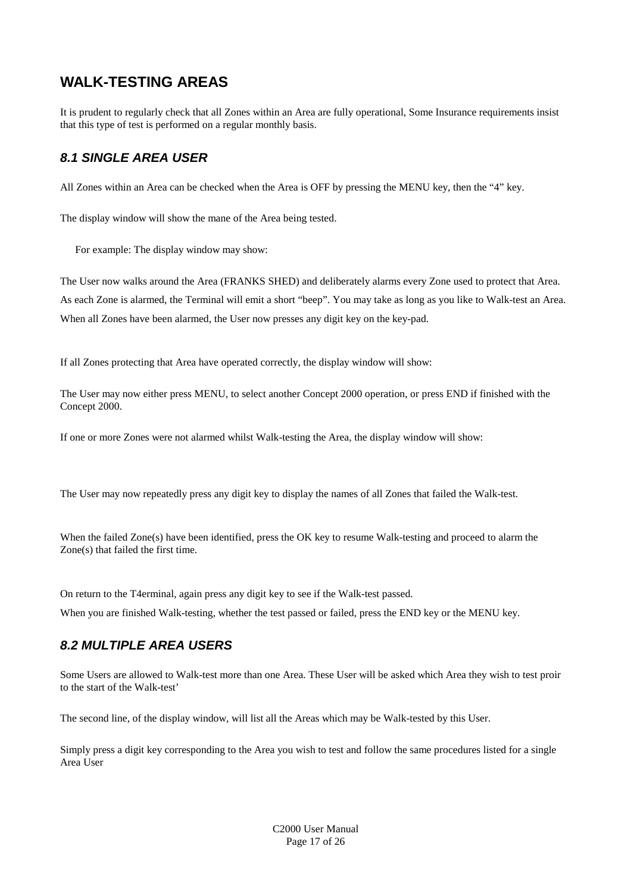# WALK-TESTING AREAS

It is prudent to regularly check that all Zones within an Area are fully operational, Some Insurance requirements insist that this type of test is performed on a regular monthly basis.

## *8.1 SINGLE AREA USER*

All Zones within an Area can be checked when the Area is OFF by pressing the MENU key, then the "4" key.

The display window will show the mane of the Area being tested.

For example: The display window may show:

The User now walks around the Area (FRANKS SHED) and deliberately alarms every Zone used to protect that Area.

As each Zone is alarmed, the Terminal will emit a short "beep". You may take as long as you like to Walk-test an Area.

When all Zones have been alarmed, the User now presses any digit key on the key-pad.

If all Zones protecting that Area have operated correctly, the display window will show:

The User may now either press MENU, to select another Concept 2000 operation, or press END if finished with the Concept 2000.

If one or more Zones were not alarmed whilst Walk-testing the Area, the display window will show:

The User may now repeatedly press any digit key to display the names of all Zones that failed the Walk-test.

When the failed Zone(s) have been identified, press the OK key to resume Walk-testing and proceed to alarm the Zone(s) that failed the first time.

On return to the T4erminal, again press any digit key to see if the Walk-test passed.

When you are finished Walk-testing, whether the test passed or failed, press the END key or the MENU key.

## *8.2 MULTIPLE AREA USERS*

Some Users are allowed to Walk-test more than one Area. These User will be asked which Area they wish to test proir to the start of the Walk-test'

The second line, of the display window, will list all the Areas which may be Walk-tested by this User.

Simply press a digit key corresponding to the Area you wish to test and follow the same procedures listed for a single Area User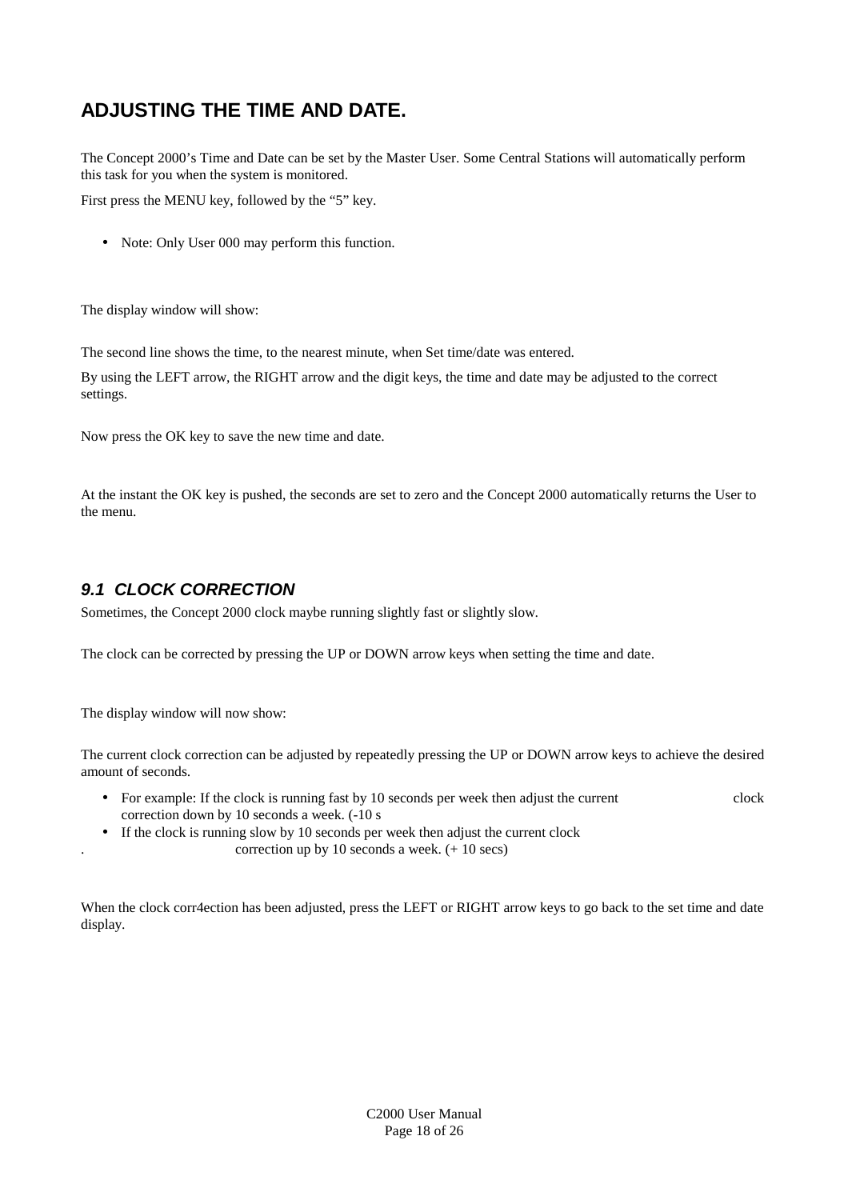# ADJUSTING THE TIME AND DATE.

The Concept 2000's Time and Date can be set by the Master User. Some Central Stations will automatically perform this task for you when the system is monitored.

First press the MENU key, followed by the "5" key.

- Note: Only User 000 may perform this function.

The display window will show:

The second line shows the time, to the nearest minute, when Set time/date was entered.

By using the LEFT arrow, the RIGHT arrow and the digit keys, the time and date may be adjusted to the correct settings.

Now press the OK key to save the new time and date.

At the instant the OK key is pushed, the seconds are set to zero and the Concept 2000 automatically returns the User to the menu.

## *9.1 CLOCK CORRECTION*

Sometimes, the Concept 2000 clock maybe running slightly fast or slightly slow.

The clock can be corrected by pressing the UP or DOWN arrow keys when setting the time and date.

The display window will now show:

The current clock correction can be adjusted by repeatedly pressing the UP or DOWN arrow keys to achieve the desired amount of seconds.

- For example: If the clock is running fast by 10 seconds per week then adjust the current clock correction down by 10 seconds a week. (-10 s
- If the clock is running slow by 10 seconds per week then adjust the current clock correction up by 10 seconds a week. (+ 10 secs)

When the clock corr4ection has been adjusted, press the LEFT or RIGHT arrow keys to go back to the set time and date display.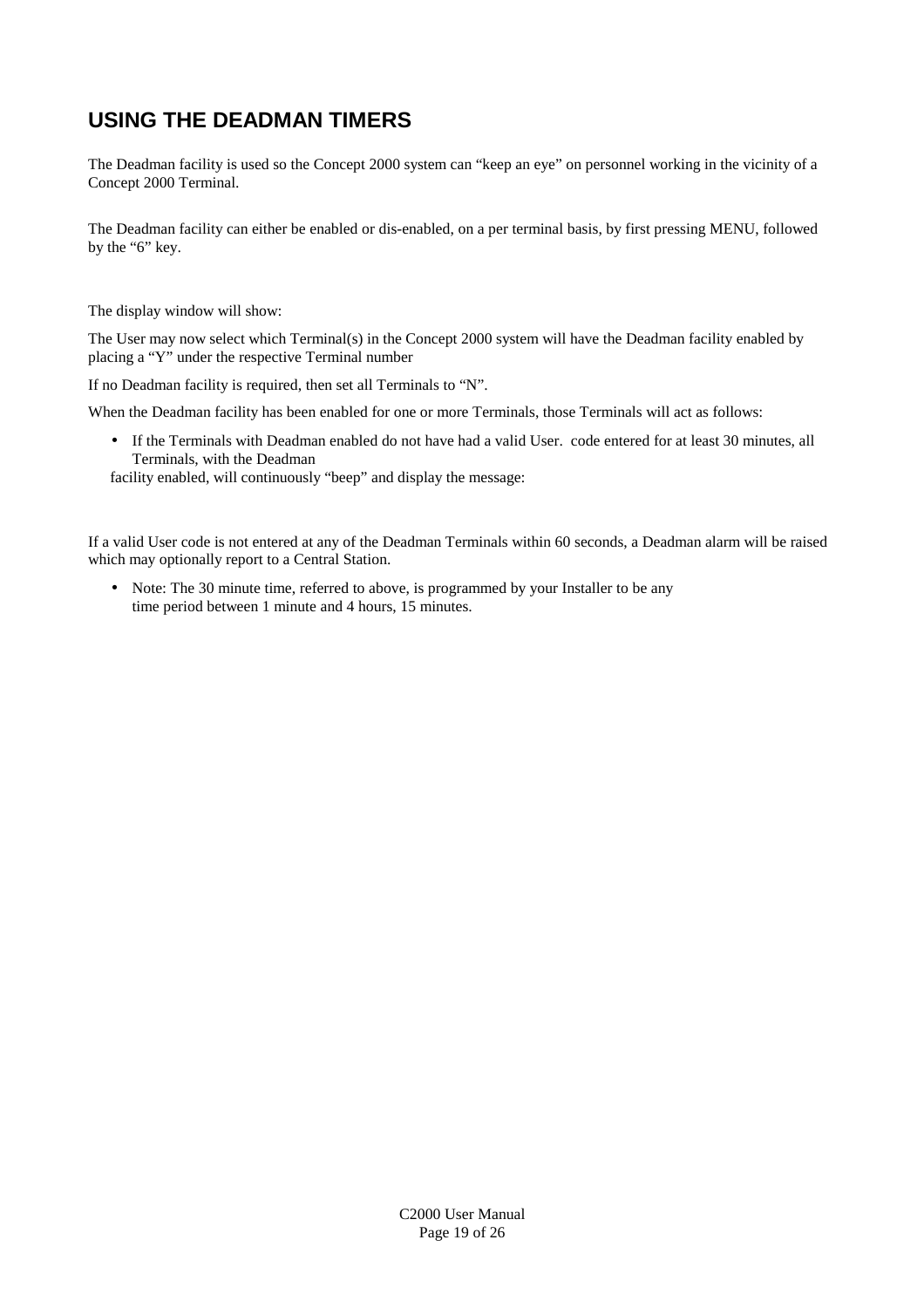# USING THE DEADMAN TIMERS

The Deadman facility is used so the Concept 2000 system can "keep an eye" on personnel working in the vicinity of a Concept 2000 Terminal.

The Deadman facility can either be enabled or dis-enabled, on a per terminal basis, by first pressing MENU, followed by the "6" key.

The display window will show:

The User may now select which Terminal(s) in the Concept 2000 system will have the Deadman facility enabled by placing a "Y" under the respective Terminal number

If no Deadman facility is required, then set all Terminals to "N".

When the Deadman facility has been enabled for one or more Terminals, those Terminals will act as follows:

- If the Terminals with Deadman enabled do not have had a valid User. code entered for at least 30 minutes, all Terminals, with the Deadman facility enabled, will continuously "beep" and display the message:

If a valid User code is not entered at any of the Deadman Terminals within 60 seconds, a Deadman alarm will be raised which may optionally report to a Central Station.

- Note: The 30 minute time, referred to above, is programmed by your Installer to be any time period between 1 minute and 4 hours, 15 minutes.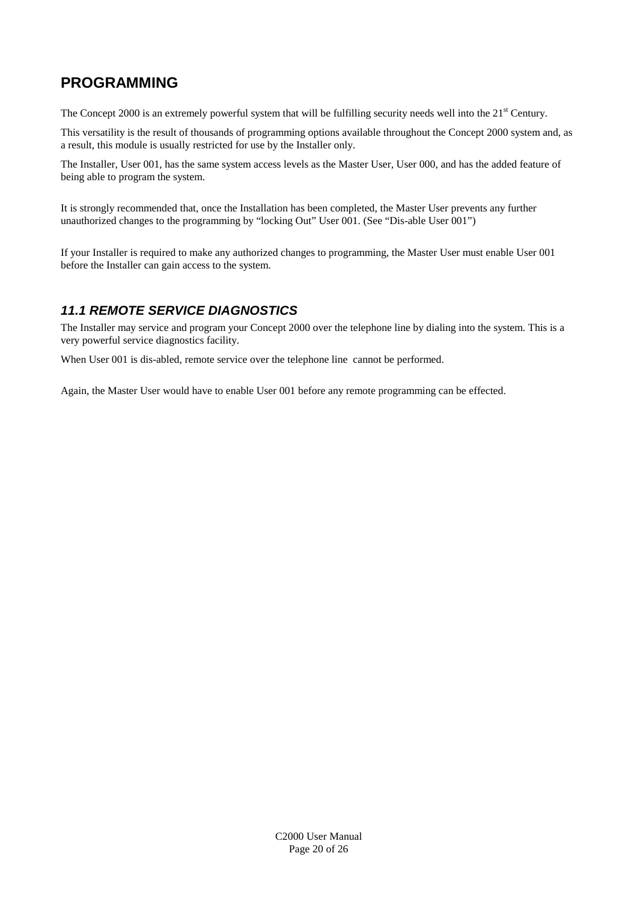# PROGRAMMING

The Concept 2000 is an extremely powerful system that will be fulfilling security needs well into the 21st Century.

This versatility is the result of thousands of programming options available throughout the Concept 2000 system and, as a result, this module is usually restricted for use by the Installer only.

The Installer, User 001, has the same system access levels as the Master User, User 000, and has the added feature of being able to program the system.

It is strongly recommended that, once the Installation has been completed, the Master User prevents any further unauthorized changes to the programming by "locking Out" User 001. (See "Dis-able User 001")

If your Installer is required to make any authorized changes to programming, the Master User must enable User 001 before the Installer can gain access to the system.

## *11.1 REMOTE SERVICE DIAGNOSTICS*

The Installer may service and program your Concept 2000 over the telephone line by dialing into the system. This is a very powerful service diagnostics facility.

When User 001 is dis-abled, remote service over the telephone line cannot be performed.

Again, the Master User would have to enable User 001 before any remote programming can be effected.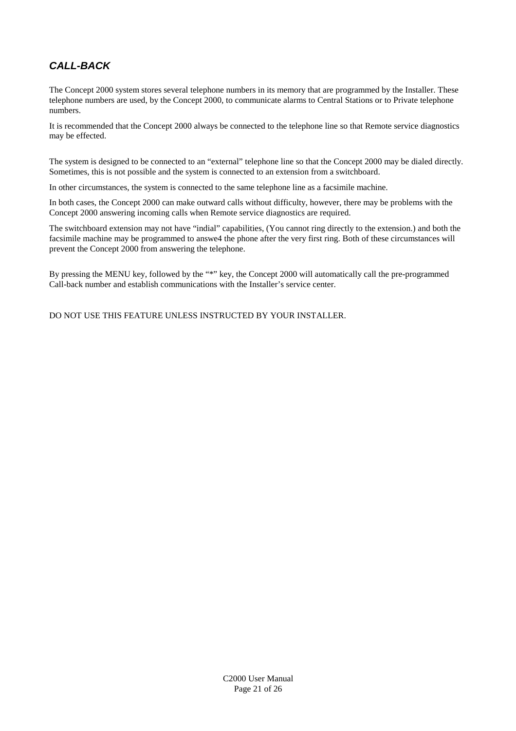## *CALL-BACK*

The Concept 2000 system stores several telephone numbers in its memory that are programmed by the Installer. These telephone numbers are used, by the Concept 2000, to communicate alarms to Central Stations or to Private telephone numbers.

It is recommended that the Concept 2000 always be connected to the telephone line so that Remote service diagnostics may be effected.

The system is designed to be connected to an "external" telephone line so that the Concept 2000 may be dialed directly. Sometimes, this is not possible and the system is connected to an extension from a switchboard.

In other circumstances, the system is connected to the same telephone line as a facsimile machine.

In both cases, the Concept 2000 can make outward calls without difficulty, however, there may be problems with the Concept 2000 answering incoming calls when Remote service diagnostics are required.

The switchboard extension may not have "indial" capabilities, (You cannot ring directly to the extension.) and both the facsimile machine may be programmed to answe4 the phone after the very first ring. Both of these circumstances will prevent the Concept 2000 from answering the telephone.

By pressing the MENU key, followed by the "*" key, the Concept 2000 will automatically call the pre-programmed Call-back number and establish communications with the Installer's service center.

DO NOT USE THIS FEATURE UNLESS INSTRUCTED BY YOUR INSTALLER.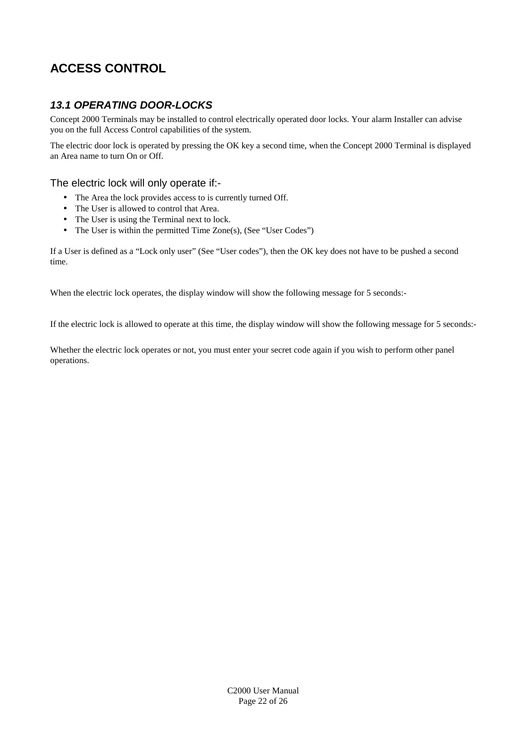# ACCESS CONTROL

## *13.1 OPERATING DOOR-LOCKS*

Concept 2000 Terminals may be installed to control electrically operated door locks. Your alarm Installer can advise you on the full Access Control capabilities of the system.

The electric door lock is operated by pressing the OK key a second time, when the Concept 2000 Terminal is displayed an Area name to turn On or Off.

### The electric lock will only operate if:-

- The Area the lock provides access to is currently turned Off.
- The User is allowed to control that Area.
- The User is using the Terminal next to lock.
- The User is within the permitted Time Zone(s), (See "User Codes")

If a User is defined as a "Lock only user" (See "User codes"), then the OK key does not have to be pushed a second time.

When the electric lock operates, the display window will show the following message for 5 seconds:-

If the electric lock is allowed to operate at this time, the display window will show the following message for 5 seconds:-

Whether the electric lock operates or not, you must enter your secret code again if you wish to perform other panel operations.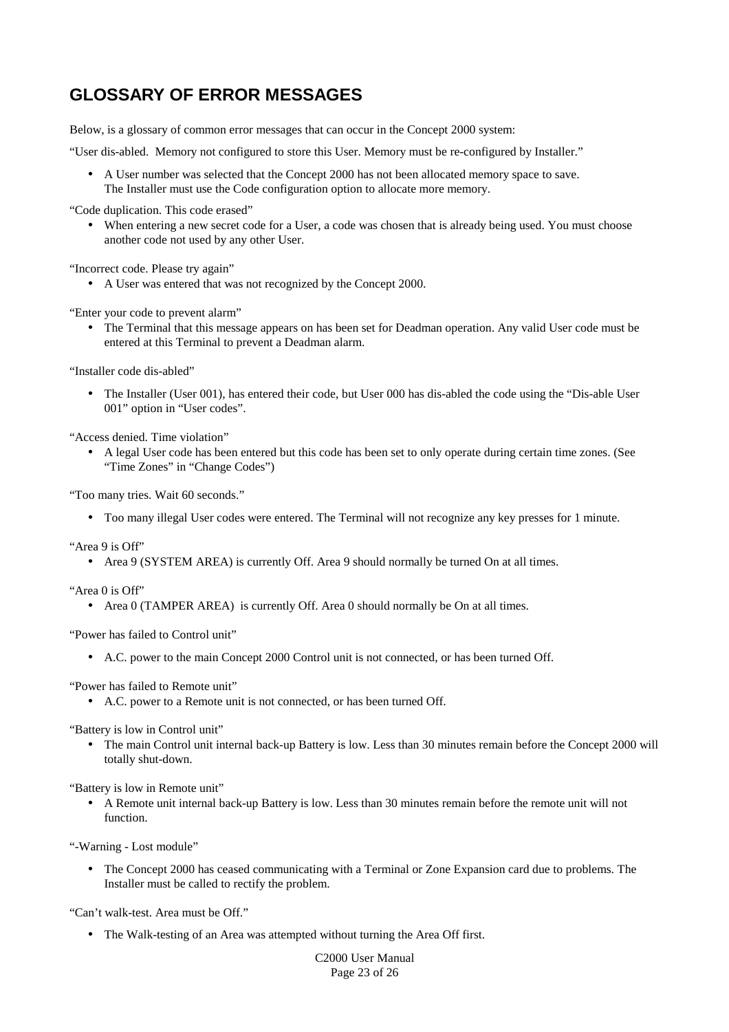# GLOSSARY OF ERROR MESSAGES

Below, is a glossary of common error messages that can occur in the Concept 2000 system:

"User dis-abled. Memory not configured to store this User. Memory must be re-configured by Installer."

- A User number was selected that the Concept 2000 has not been allocated memory space to save. The Installer must use the Code configuration option to allocate more memory.

"Code duplication. This code erased"

- When entering a new secret code for a User, a code was chosen that is already being used. You must choose another code not used by any other User.

"Incorrect code. Please try again"

- A User was entered that was not recognized by the Concept 2000.

"Enter your code to prevent alarm"

- The Terminal that this message appears on has been set for Deadman operation. Any valid User code must be entered at this Terminal to prevent a Deadman alarm.

"Installer code dis-abled"

- The Installer (User 001), has entered their code, but User 000 has dis-abled the code using the "Dis-able User 001" option in "User codes".

"Access denied. Time violation"

- A legal User code has been entered but this code has been set to only operate during certain time zones. (See "Time Zones" in "Change Codes")

"Too many tries. Wait 60 seconds."

- Too many illegal User codes were entered. The Terminal will not recognize any key presses for 1 minute.

"Area 9 is Off"

- Area 9 (SYSTEM AREA) is currently Off. Area 9 should normally be turned On at all times.

"Area 0 is Off"

- Area 0 (TAMPER AREA) is currently Off. Area 0 should normally be On at all times.

"Power has failed to Control unit"

- A.C. power to the main Concept 2000 Control unit is not connected, or has been turned Off.

"Power has failed to Remote unit"

- A.C. power to a Remote unit is not connected, or has been turned Off.

"Battery is low in Control unit"

- The main Control unit internal back-up Battery is low. Less than 30 minutes remain before the Concept 2000 will totally shut-down.

"Battery is low in Remote unit"

- A Remote unit internal back-up Battery is low. Less than 30 minutes remain before the remote unit will not function.

"-Warning - Lost module"

- The Concept 2000 has ceased communicating with a Terminal or Zone Expansion card due to problems. The Installer must be called to rectify the problem.

"Can't walk-test. Area must be Off."

- The Walk-testing of an Area was attempted without turning the Area Off first.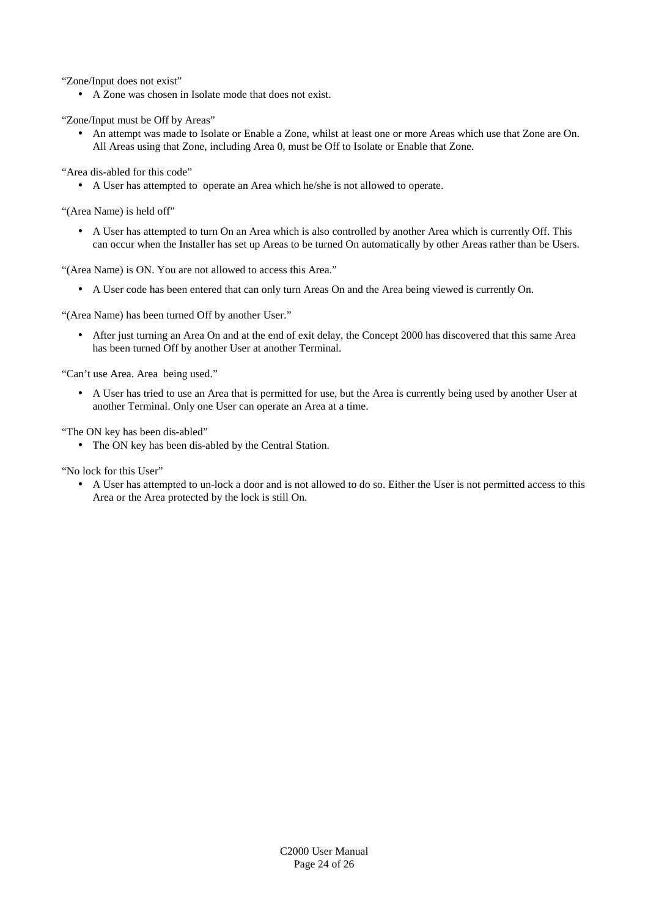“Zone/Input does not exist”

- A Zone was chosen in Isolate mode that does not exist.

“Zone/Input must be Off by Areas”

- An attempt was made to Isolate or Enable a Zone, whilst at least one or more Areas which use that Zone are On. All Areas using that Zone, including Area 0, must be Off to Isolate or Enable that Zone.

“Area dis-abled for this code”

- A User has attempted to operate an Area which he/she is not allowed to operate.

“(Area Name) is held off”

- A User has attempted to turn On an Area which is also controlled by another Area which is currently Off. This can occur when the Installer has set up Areas to be turned On automatically by other Areas rather than be Users.

“(Area Name) is ON. You are not allowed to access this Area.”

- A User code has been entered that can only turn Areas On and the Area being viewed is currently On.

“(Area Name) has been turned Off by another User.”

- After just turning an Area On and at the end of exit delay, the Concept 2000 has discovered that this same Area has been turned Off by another User at another Terminal.

“Can’t use Area. Area being used.”

- A User has tried to use an Area that is permitted for use, but the Area is currently being used by another User at another Terminal. Only one User can operate an Area at a time.

“The ON key has been dis-abled”

- The ON key has been dis-abled by the Central Station.

“No lock for this User”

- A User has attempted to un-lock a door and is not allowed to do so. Either the User is not permitted access to this Area or the Area protected by the lock is still On.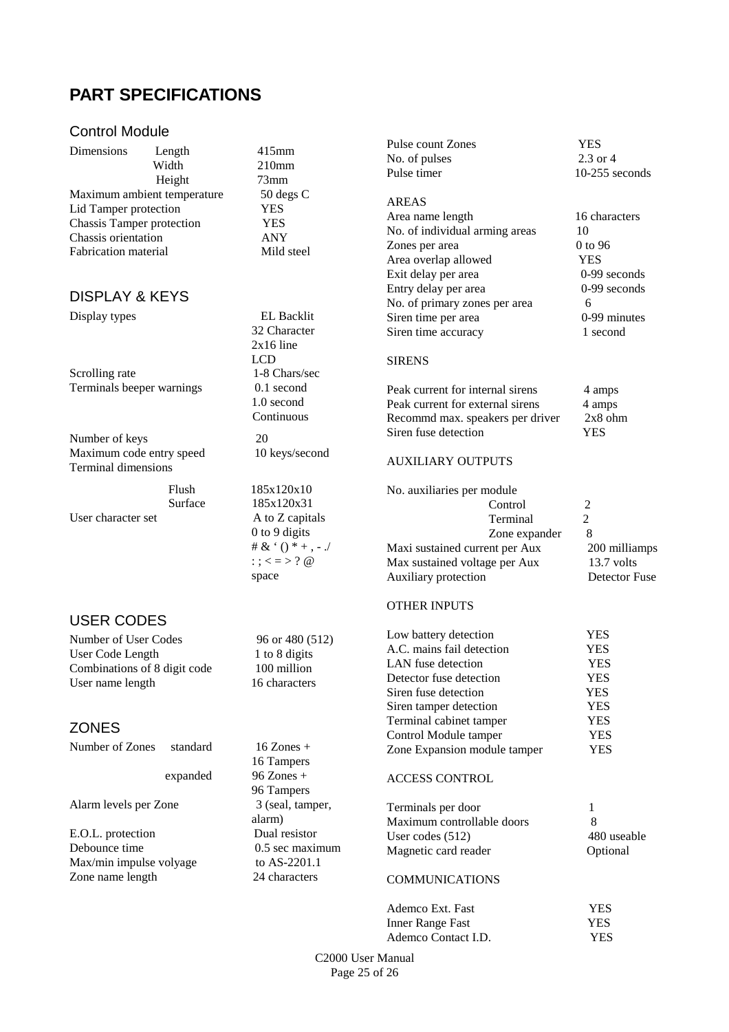# PART SPECIFICATIONS

## Control Module

| | | |
|---|---|---|
| Dimensions | Length | 415mm |
| | Width | 210mm |
| | Height | 73mm |
| Maximum ambient temperature | | 50 degs C |
| Lid Tamper protection | | YES |
| Chassis Tamper protection | | YES |
| Chassis orientation | | ANY |
| Fabrication material | | Mild steel |

## DISPLAY & KEYS

| | | |
|---|---|---|
| Display types | | EL Backlit 32 Character 2x16 line LCD |
| Scrolling rate | | 1-8 Chars/sec |
| Terminals beeper warnings | | 0.1 second 1.0 second Continuous |
| Number of keys | | 20 |
| Maximum code entry speed | | 10 keys/second |
| Terminal dimensions | | |
| | Flush | 185x120x10 |
| | Surface | 185x120x31 |
| User character set | | A to Z capitals 0 to 9 digits # & ' () * + , - ./ : ; < = > ? @ space |

## USER CODES

| | |
|---|---|
| Number of User Codes | 96 or 480 (512) |
| User Code Length | 1 to 8 digits |
| Combinations of 8 digit code | 100 million |
| User name length | 16 characters |

## ZONES

| | | |
|---|---|---|
| Number of Zones | standard | 16 Zones + 16 Tampers |
| | expanded | 96 Zones + 96 Tampers |
| Alarm levels per Zone | | 3 (seal, tamper, alarm) |
| E.O.L. protection | | Dual resistor |
| Debounce time | | 0.5 sec maximum |
| Max/min impulse volyage | | to AS-2201.1 |
| Zone name length | | 24 characters |

| | |
|---|---|
| Pulse count Zones | YES |
| No. of pulses | 2.3 or 4 |
| Pulse timer | 10-255 seconds |

AREAS

| | |
|---|---|
| Area name length | 16 characters |
| No. of individual arming areas | 10 |
| Zones per area | 0 to 96 |
| Area overlap allowed | YES |
| Exit delay per area | 0-99 seconds |
| Entry delay per area | 0-99 seconds |
| No. of primary zones per area | 6 |
| Siren time per area | 0-99 minutes |
| Siren time accuracy | 1 second |

SIRENS

| | |
|---|---|
| Peak current for internal sirens | 4 amps |
| Peak current for external sirens | 4 amps |
| Recommd max. speakers per driver | 2x8 ohm |
| Siren fuse detection | YES |

AUXILIARY OUTPUTS

| | | |
|---|---|---|
| No. auxiliaries per module | | |
| | Control | 2 |
| | Terminal | 2 |
| | Zone expander | 8 |
| Maxi sustained current per Aux | | 200 milliamps |
| Max sustained voltage per Aux | | 13.7 volts |
| Auxiliary protection | | Detector Fuse |

OTHER INPUTS

| | |
|---|---|
| Low battery detection | YES |
| A.C. mains fail detection | YES |
| LAN fuse detection | YES |
| Detector fuse detection | YES |
| Siren fuse detection | YES |
| Siren tamper detection | YES |
| Terminal cabinet tamper | YES |
| Control Module tamper | YES |
| Zone Expansion module tamper | YES |

ACCESS CONTROL

| | |
|---|---|
| Terminals per door | 1 |
| Maximum controllable doors | 8 |
| User codes (512) | 480 useable |
| Magnetic card reader | Optional |

COMMUNICATIONS

| | |
|---|---|
| Ademco Ext. Fast | YES |
| Inner Range Fast | YES |
| Ademco Contact I.D. | YES |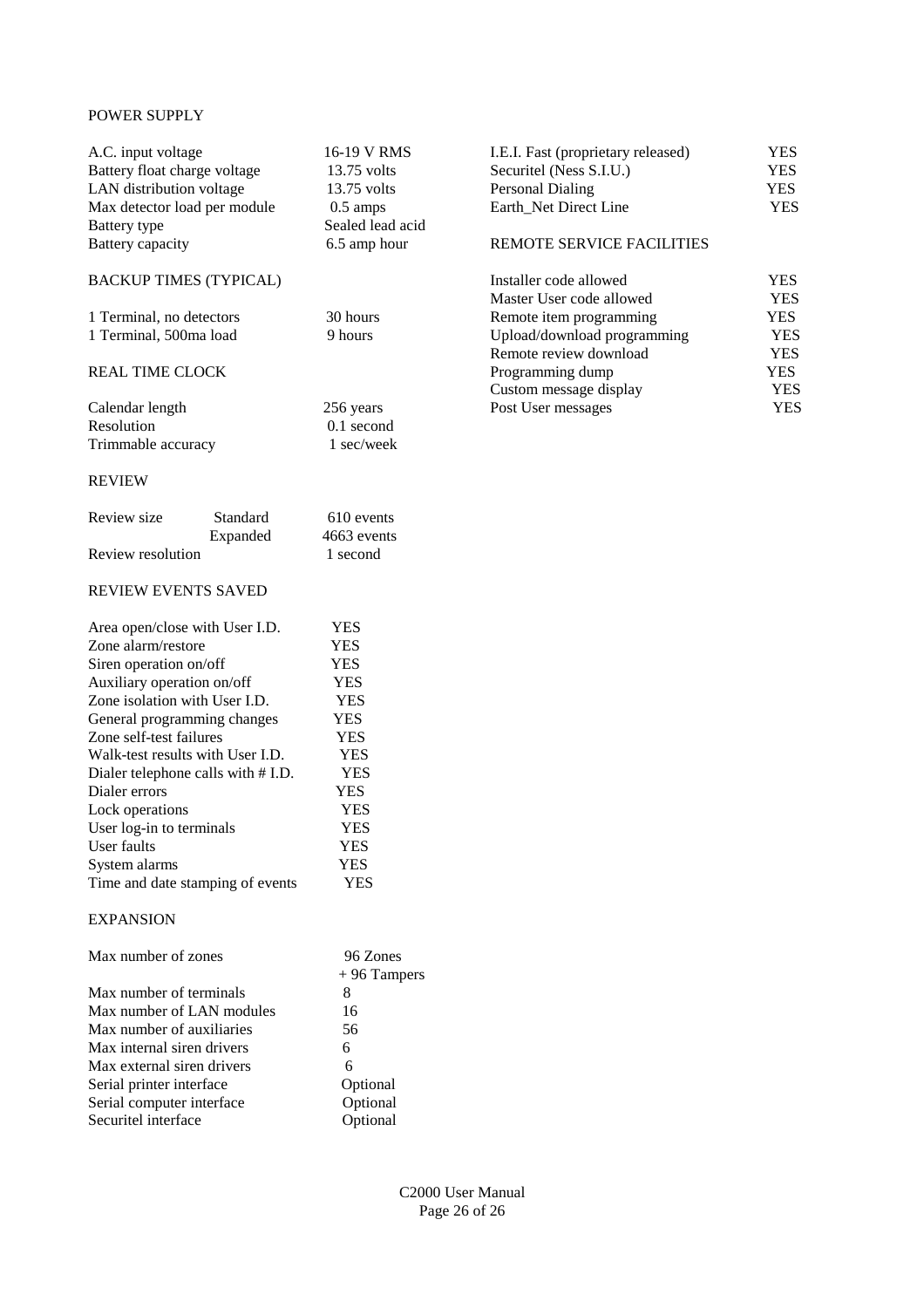## POWER SUPPLY

| | |
|---|---|
| A.C. input voltage | 16-19 V RMS |
| Battery float charge voltage | 13.75 volts |
| LAN distribution voltage | 13.75 volts |
| Max detector load per module | 0.5 amps |
| Battery type | Sealed lead acid |
| Battery capacity | 6.5 amp hour |

## BACKUP TIMES (TYPICAL)

| | |
|---|---|
| 1 Terminal, no detectors | 30 hours |
| 1 Terminal, 500ma load | 9 hours |

## REAL TIME CLOCK

| | |
|---|---|
| Calendar length | 256 years |
| Resolution | 0.1 second |
| Trimmable accuracy | 1 sec/week |

## REVIEW

| | | |
|---|---|---|
| Review size | Standard | 610 events |
| | Expanded | 4663 events |
| Review resolution | | 1 second |

## REVIEW EVENTS SAVED

| | |
|---|---|
| Area open/close with User I.D. | YES |
| Zone alarm/restore | YES |
| Siren operation on/off | YES |
| Auxiliary operation on/off | YES |
| Zone isolation with User I.D. | YES |
| General programming changes | YES |
| Zone self-test failures | YES |
| Walk-test results with User I.D. | YES |
| Dialer telephone calls with # I.D. | YES |
| Dialer errors | YES |
| Lock operations | YES |
| User log-in to terminals | YES |
| User faults | YES |
| System alarms | YES |
| Time and date stamping of events | YES |

## EXPANSION

| | |
|---|---|
| Max number of zones | 96 Zones + 96 Tampers |
| Max number of terminals | 8 |
| Max number of LAN modules | 16 |
| Max number of auxiliaries | 56 |
| Max internal siren drivers | 6 |
| Max external siren drivers | 6 |
| Serial printer interface | Optional |
| Serial computer interface | Optional |
| Securitel interface | Optional |

| | |
|---|---|
| I.E.I. Fast (proprietary released) | YES |
| Securitel (Ness S.I.U.) | YES |
| Personal Dialing | YES |
| Earth_Net Direct Line | YES |

## REMOTE SERVICE FACILITIES

| | |
|---|---|
| Installer code allowed | YES |
| Master User code allowed | YES |
| Remote item programming | YES |
| Upload/download programming | YES |
| Remote review download | YES |
| Programming dump | YES |
| Custom message display | YES |
| Post User messages | YES |